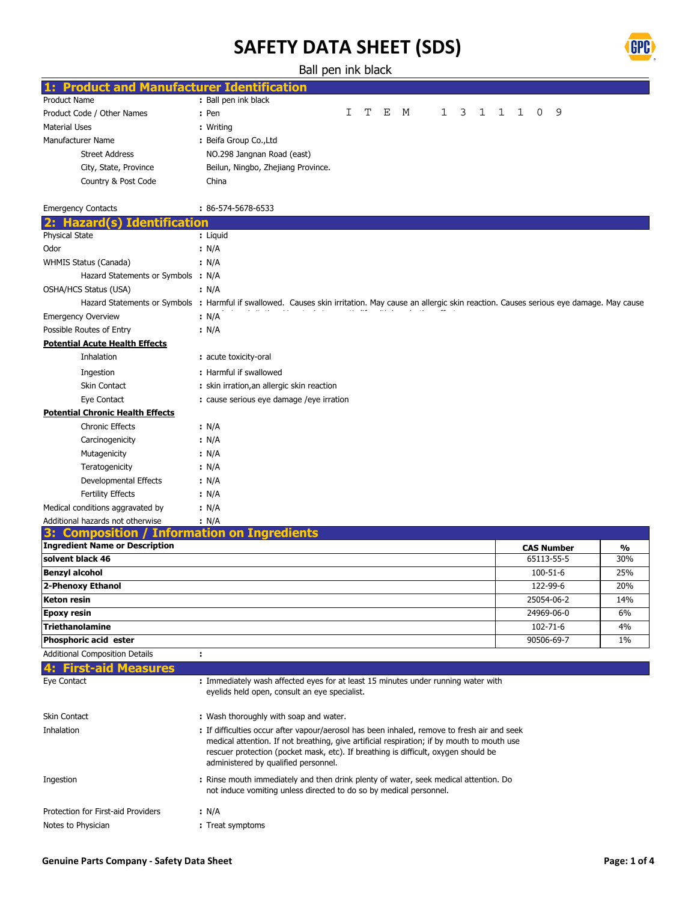# SAFETY DATA SHEET (SDS)

Ball pen ink black

## 1: Product and Manufacturer Identification

Product Name : Ball pen ink black

Product Code / Other Names : Pen    I T E M   1 3 1 1 1 0 9

Material Uses : Writing

Manufacturer Name : Beifa Group Co.,Ltd

Street Address : NO.298 Jangnan Road (east)

City, State, Province : Beilun, Ningbo, Zhejiang Province.

Country & Post Code : China

Emergency Contacts : 86-574-5678-6533

## 2: Hazard(s) Identification

Physical State : Liquid

Odor : N/A

WHMIS Status (Canada) : N/A

Hazard Statements or Symbols : N/A

OSHA/HCS Status (USA) : N/A

Hazard Statements or Symbols : Harmful if swallowed. Causes skin irritation. May cause an allergic skin reaction. Causes serious eye damage. May cause

Emergency Overview : N/A

Possible Routes of Entry : N/A

**Potential Acute Health Effects**

Inhalation : acute toxicity-oral

Ingestion : Harmful if swallowed

Skin Contact : skin irration,an allergic skin reaction

Eye Contact : cause serious eye damage /eye irration

**Potential Chronic Health Effects**

Chronic Effects : N/A

Carcinogenicity : N/A

Mutagenicity : N/A

Teratogenicity : N/A

Developmental Effects : N/A

Fertility Effects : N/A

Medical conditions aggravated by : N/A

Additional hazards not otherwise : N/A

## 3: Composition / Information on Ingredients

| Ingredient Name or Description | CAS Number | % |
|---|---|---|
| **solvent black 46** | 65113-55-5 | 30% |
| **Benzyl alcohol** | 100-51-6 | 25% |
| **2-Phenoxy Ethanol** | 122-99-6 | 20% |
| **Keton resin** | 25054-06-2 | 14% |
| **Epoxy resin** | 24969-06-0 | 6% |
| **Triethanolamine** | 102-71-6 | 4% |
| **Phosphoric acid ester** | 90506-69-7 | 1% |

Additional Composition Details :

## 4: First-aid Measures

Eye Contact : Immediately wash affected eyes for at least 15 minutes under running water with eyelids held open, consult an eye specialist.

Skin Contact : Wash thoroughly with soap and water.

Inhalation : If difficulties occur after vapour/aerosol has been inhaled, remove to fresh air and seek medical attention. If not breathing, give artificial respiration; if by mouth to mouth use rescuer protection (pocket mask, etc). If breathing is difficult, oxygen should be administered by qualified personnel.

Ingestion : Rinse mouth immediately and then drink plenty of water, seek medical attention. Do not induce vomiting unless directed to do so by medical personnel.

Protection for First-aid Providers : N/A

Notes to Physician : Treat symptoms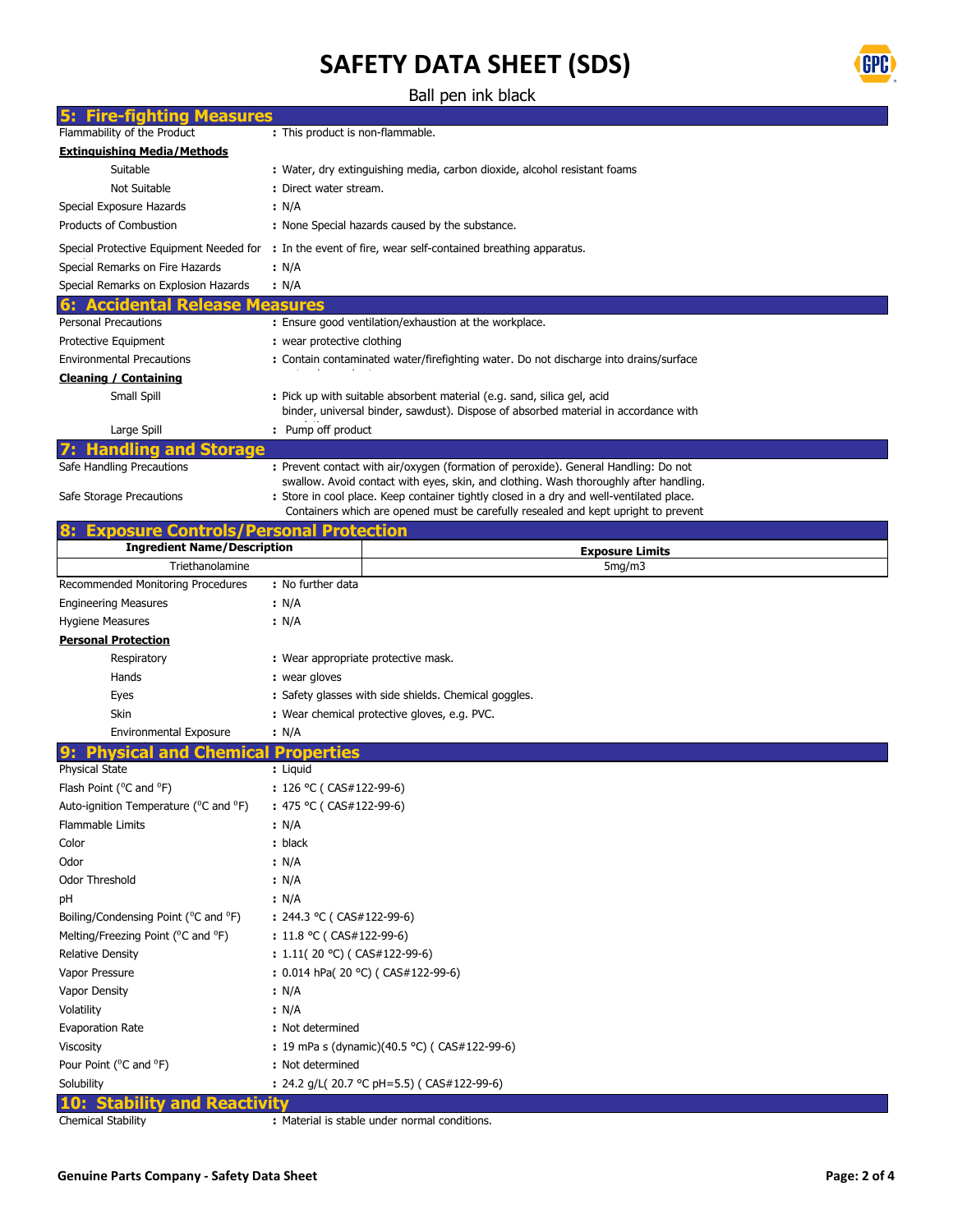## 5: Fire-fighting Measures

Flammability of the Product : This product is non-flammable.

**Extinguishing Media/Methods**

- Suitable : Water, dry extinguishing media, carbon dioxide, alcohol resistant foams
- Not Suitable : Direct water stream.

Special Exposure Hazards : N/A

Products of Combustion : None Special hazards caused by the substance.

Special Protective Equipment Needed for : In the event of fire, wear self-contained breathing apparatus.

Special Remarks on Fire Hazards : N/A

Special Remarks on Explosion Hazards : N/A

## 6: Accidental Release Measures

Personal Precautions : Ensure good ventilation/exhaustion at the workplace.

Protective Equipment : wear protective clothing

Environmental Precautions : Contain contaminated water/firefighting water. Do not discharge into drains/surface

**Cleaning / Containing**

- Small Spill : Pick up with suitable absorbent material (e.g. sand, silica gel, acid binder, universal binder, sawdust). Dispose of absorbed material in accordance with
- Large Spill : Pump off product

## 7: Handling and Storage

Safe Handling Precautions : Prevent contact with air/oxygen (formation of peroxide). General Handling: Do not swallow. Avoid contact with eyes, skin, and clothing. Wash thoroughly after handling.

Safe Storage Precautions : Store in cool place. Keep container tightly closed in a dry and well-ventilated place. Containers which are opened must be carefully resealed and kept upright to prevent

## 8: Exposure Controls/Personal Protection

| Ingredient Name/Description | Exposure Limits |
|---|---|
| Triethanolamine | 5mg/m3 |

Recommended Monitoring Procedures : No further data

Engineering Measures : N/A

Hygiene Measures : N/A

**Personal Protection**

- Respiratory : Wear appropriate protective mask.
- Hands : wear gloves
- Eyes : Safety glasses with side shields. Chemical goggles.
- Skin : Wear chemical protective gloves, e.g. PVC.
- Environmental Exposure : N/A

## 9: Physical and Chemical Properties

Physical State : Liquid

Flash Point (°C and °F) : 126 °C ( CAS#122-99-6)

Auto-ignition Temperature (°C and °F) : 475 °C ( CAS#122-99-6)

Flammable Limits : N/A

Color : black

Odor : N/A

Odor Threshold : N/A

pH : N/A

Boiling/Condensing Point (°C and °F) : 244.3 °C ( CAS#122-99-6)

Melting/Freezing Point (°C and °F) : 11.8 °C ( CAS#122-99-6)

Relative Density : 1.11( 20 °C) ( CAS#122-99-6)

Vapor Pressure : 0.014 hPa( 20 °C) ( CAS#122-99-6)

Vapor Density : N/A

Volatility : N/A

Evaporation Rate : Not determined

Viscosity : 19 mPa s (dynamic)(40.5 °C) ( CAS#122-99-6)

Pour Point (°C and °F) : Not determined

Solubility : 24.2 g/L( 20.7 °C pH=5.5) ( CAS#122-99-6)

## 10: Stability and Reactivity

Chemical Stability : Material is stable under normal conditions.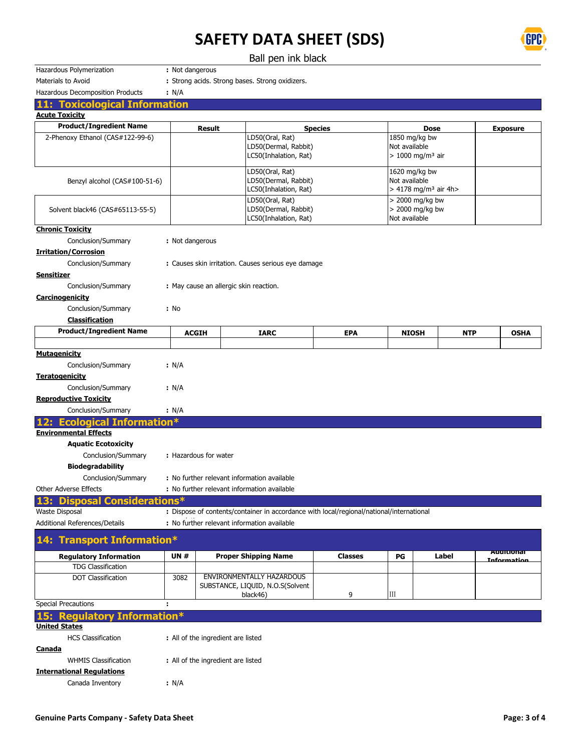| Hazardous Polymerization | : Not dangerous |
|---|---|
| Materials to Avoid | : Strong acids. Strong bases. Strong oxidizers. |
| Hazardous Decomposition Products | : N/A |

## 11: Toxicological Information

**Acute Toxicity**

| Product/Ingredient Name | Result | Species | Dose | Exposure |
|---|---|---|---|---|
| 2-Phenoxy Ethanol (CAS#122-99-6) | | LD50(Oral, Rat)<br>LD50(Dermal, Rabbit)<br>LC50(Inhalation, Rat) | 1850 mg/kg bw<br>Not available<br>> 1000 mg/m³ air | |
| Benzyl alcohol (CAS#100-51-6) | | LD50(Oral, Rat)<br>LD50(Dermal, Rabbit)<br>LC50(Inhalation, Rat) | 1620 mg/kg bw<br>Not available<br>> 4178 mg/m³ air 4h> | |
| Solvent black46 (CAS#65113-55-5) | | LD50(Oral, Rat)<br>LD50(Dermal, Rabbit)<br>LC50(Inhalation, Rat) | > 2000 mg/kg bw<br>> 2000 mg/kg bw<br>Not available | |

**Chronic Toxicity**

Conclusion/Summary : Not dangerous

**Irritation/Corrosion**

Conclusion/Summary : Causes skin irritation. Causes serious eye damage

**Sensitizer**

Conclusion/Summary : May cause an allergic skin reaction.

**Carcinogenicity**

Conclusion/Summary : No

**Classification**

| Product/Ingredient Name | ACGIH | IARC | EPA | NIOSH | NTP | OSHA |
|---|---|---|---|---|---|---|
| | | | | | | |

**Mutagenicity**

Conclusion/Summary : N/A

**Teratogenicity**

Conclusion/Summary : N/A

**Reproductive Toxicity**

Conclusion/Summary : N/A

## 12: Ecological Information*

**Environmental Effects**

**Aquatic Ecotoxicity**

Conclusion/Summary : Hazardous for water

**Biodegradability**

Conclusion/Summary : No further relevant information available

Other Adverse Effects : No further relevant information available

## 13: Disposal Considerations*

| Waste Disposal | : Dispose of contents/container in accordance with local/regional/national/international |
|---|---|
| Additional References/Details | : No further relevant information available |

## 14: Transport Information*

| Regulatory Information | UN # | Proper Shipping Name | Classes | PG | Label | Additional Information |
|---|---|---|---|---|---|---|
| TDG Classification | | | | | | |
| DOT Classification | 3082 | ENVIRONMENTALLY HAZARDOUS SUBSTANCE, LIQUID, N.O.S(Solvent black46) | 9 | III | | |

Special Precautions :

## 15: Regulatory Information*

**United States**

HCS Classification : All of the ingredient are listed

**Canada**

WHMIS Classification : All of the ingredient are listed

**International Regulations**

Canada Inventory : N/A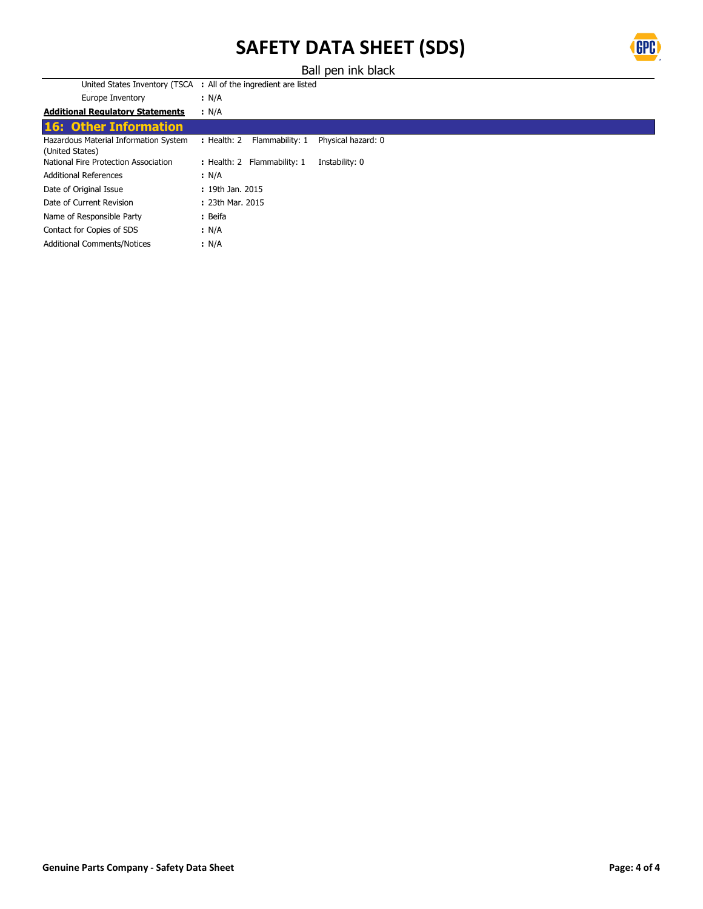| | |
|---|---|
| United States Inventory (TSCA | : All of the ingredient are listed |
| Europe Inventory | : N/A |
| **Additional Regulatory Statements** | : N/A |

## 16: Other Information

| | |
|---|---|
| Hazardous Material Information System (United States) | : Health: 2 Flammability: 1 Physical hazard: 0 |
| National Fire Protection Association | : Health: 2 Flammability: 1 Instability: 0 |
| Additional References | : N/A |
| Date of Original Issue | : 19th Jan. 2015 |
| Date of Current Revision | : 23th Mar. 2015 |
| Name of Responsible Party | : Beifa |
| Contact for Copies of SDS | : N/A |
| Additional Comments/Notices | : N/A |